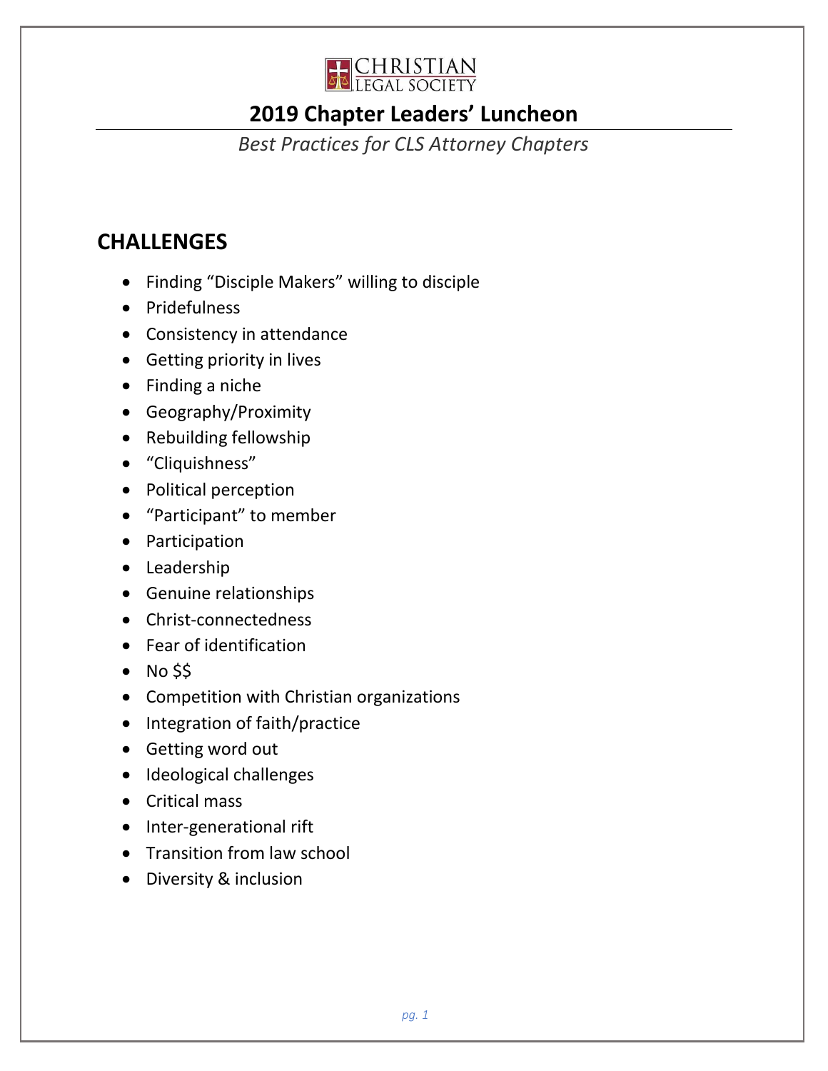CHRISTIAN LEGAL SOCIETY

# 2019 Chapter Leaders' Luncheon

*Best Practices for CLS Attorney Chapters*

## CHALLENGES

- Finding "Disciple Makers" willing to disciple
- Pridefulness
- Consistency in attendance
- Getting priority in lives
- Finding a niche
- Geography/Proximity
- Rebuilding fellowship
- "Cliquishness"
- Political perception
- "Participant" to member
- Participation
- Leadership
- Genuine relationships
- Christ-connectedness
- Fear of identification
- No $$
- Competition with Christian organizations
- Integration of faith/practice
- Getting word out
- Ideological challenges
- Critical mass
- Inter-generational rift
- Transition from law school
- Diversity & inclusion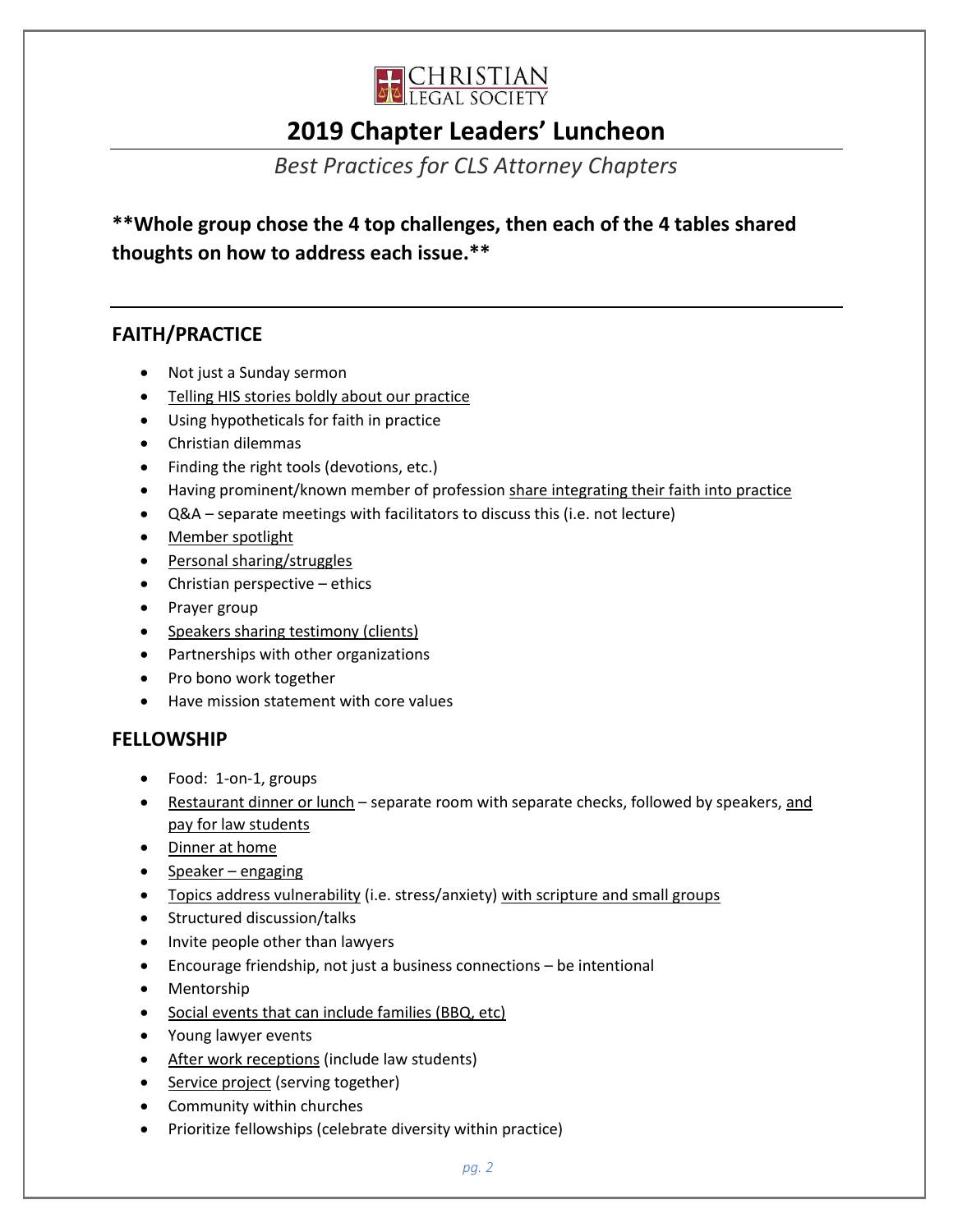CHRISTIAN LEGAL SOCIETY

# 2019 Chapter Leaders' Luncheon

*Best Practices for CLS Attorney Chapters*

**\*\*Whole group chose the 4 top challenges, then each of the 4 tables shared thoughts on how to address each issue.\*\***

---

## FAITH/PRACTICE

- Not just a Sunday sermon
- <u>Telling HIS stories boldly about our practice</u>
- Using hypotheticals for faith in practice
- Christian dilemmas
- Finding the right tools (devotions, etc.)
- Having prominent/known member of profession <u>share integrating their faith into practice</u>
- Q&A – separate meetings with facilitators to discuss this (i.e. not lecture)
- <u>Member spotlight</u>
- <u>Personal sharing/struggles</u>
- Christian perspective – ethics
- Prayer group
- <u>Speakers sharing testimony (clients)</u>
- Partnerships with other organizations
- Pro bono work together
- Have mission statement with core values

## FELLOWSHIP

- Food: 1-on-1, groups
- <u>Restaurant dinner or lunch</u> – separate room with separate checks, followed by speakers, <u>and pay for law students</u>
- <u>Dinner at home</u>
- <u>Speaker – engaging</u>
- <u>Topics address vulnerability</u> (i.e. stress/anxiety) <u>with scripture and small groups</u>
- Structured discussion/talks
- Invite people other than lawyers
- Encourage friendship, not just a business connections – be intentional
- Mentorship
- <u>Social events that can include families (BBQ, etc)</u>
- Young lawyer events
- <u>After work receptions</u> (include law students)
- <u>Service project</u> (serving together)
- Community within churches
- Prioritize fellowships (celebrate diversity within practice)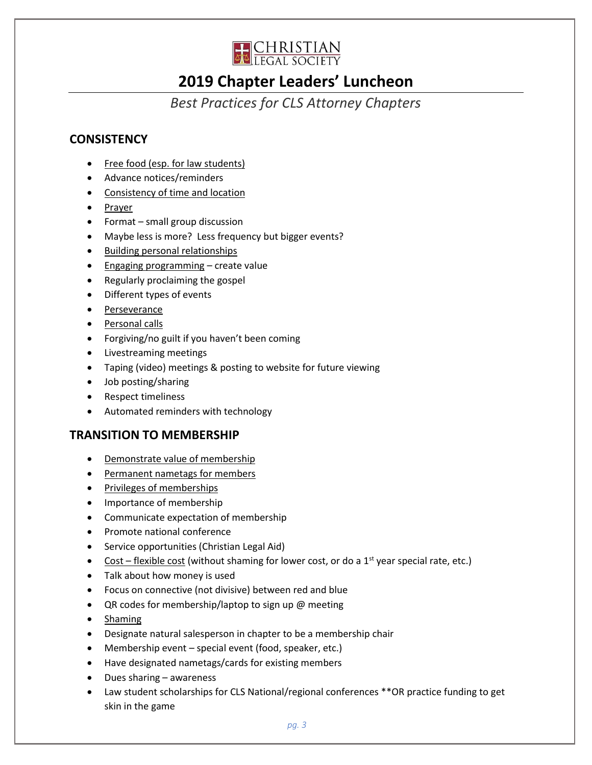CHRISTIAN LEGAL SOCIETY

# 2019 Chapter Leaders' Luncheon

*Best Practices for CLS Attorney Chapters*

## CONSISTENCY

- <u>Free food (esp. for law students)</u>
- Advance notices/reminders
- <u>Consistency of time and location</u>
- <u>Prayer</u>
- Format – small group discussion
- Maybe less is more? Less frequency but bigger events?
- <u>Building personal relationships</u>
- <u>Engaging programming</u> – create value
- Regularly proclaiming the gospel
- Different types of events
- <u>Perseverance</u>
- <u>Personal calls</u>
- Forgiving/no guilt if you haven't been coming
- Livestreaming meetings
- Taping (video) meetings & posting to website for future viewing
- Job posting/sharing
- Respect timeliness
- Automated reminders with technology

## TRANSITION TO MEMBERSHIP

- <u>Demonstrate value of membership</u>
- <u>Permanent nametags for members</u>
- <u>Privileges of memberships</u>
- Importance of membership
- Communicate expectation of membership
- Promote national conference
- Service opportunities (Christian Legal Aid)
- <u>Cost – flexible cost</u> (without shaming for lower cost, or do a 1st year special rate, etc.)
- Talk about how money is used
- Focus on connective (not divisive) between red and blue
- QR codes for membership/laptop to sign up @ meeting
- <u>Shaming</u>
- Designate natural salesperson in chapter to be a membership chair
- Membership event – special event (food, speaker, etc.)
- Have designated nametags/cards for existing members
- Dues sharing – awareness
- Law student scholarships for CLS National/regional conferences **OR practice funding to get skin in the game